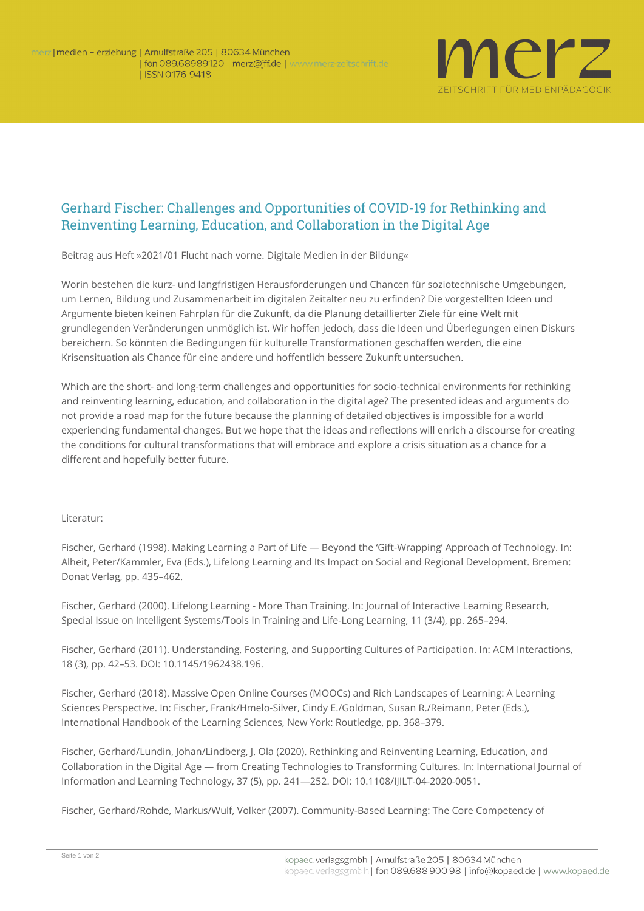# Gerhard Fischer: Challenges and Opportunities of COVID-19 for Rethinking and Reinventing Learning, Education, and Collaboration in the Digital Age

Beitrag aus Heft »2021/01 Flucht nach vorne. Digitale Medien in der Bildung«

Worin bestehen die kurz- und langfristigen Herausforderungen und Chancen für soziotechnische Umgebungen, um Lernen, Bildung und Zusammenarbeit im digitalen Zeitalter neu zu erfinden? Die vorgestellten Ideen und Argumente bieten keinen Fahrplan für die Zukunft, da die Planung detaillierter Ziele für eine Welt mit grundlegenden Veränderungen unmöglich ist. Wir hoffen jedoch, dass die Ideen und Überlegungen einen Diskurs bereichern. So könnten die Bedingungen für kulturelle Transformationen geschaffen werden, die eine Krisensituation als Chance für eine andere und hoffentlich bessere Zukunft untersuchen.

Which are the short- and long-term challenges and opportunities for socio-technical environments for rethinking and reinventing learning, education, and collaboration in the digital age? The presented ideas and arguments do not provide a road map for the future because the planning of detailed objectives is impossible for a world experiencing fundamental changes. But we hope that the ideas and reflections will enrich a discourse for creating the conditions for cultural transformations that will embrace and explore a crisis situation as a chance for a different and hopefully better future.

Literatur:

Fischer, Gerhard (1998). Making Learning a Part of Life — Beyond the 'Gift-Wrapping' Approach of Technology. In: Alheit, Peter/Kammler, Eva (Eds.), Lifelong Learning and Its Impact on Social and Regional Development. Bremen: Donat Verlag, pp. 435–462.

Fischer, Gerhard (2000). Lifelong Learning - More Than Training. In: Journal of Interactive Learning Research, Special Issue on Intelligent Systems/Tools In Training and Life-Long Learning, 11 (3/4), pp. 265–294.

Fischer, Gerhard (2011). Understanding, Fostering, and Supporting Cultures of Participation. In: ACM Interactions, 18 (3), pp. 42–53. DOI: 10.1145/1962438.196.

Fischer, Gerhard (2018). Massive Open Online Courses (MOOCs) and Rich Landscapes of Learning: A Learning Sciences Perspective. In: Fischer, Frank/Hmelo-Silver, Cindy E./Goldman, Susan R./Reimann, Peter (Eds.), International Handbook of the Learning Sciences, New York: Routledge, pp. 368–379.

Fischer, Gerhard/Lundin, Johan/Lindberg, J. Ola (2020). Rethinking and Reinventing Learning, Education, and Collaboration in the Digital Age — from Creating Technologies to Transforming Cultures. In: International Journal of Information and Learning Technology, 37 (5), pp. 241—252. DOI: 10.1108/IJILT-04-2020-0051.

Fischer, Gerhard/Rohde, Markus/Wulf, Volker (2007). Community-Based Learning: The Core Competency of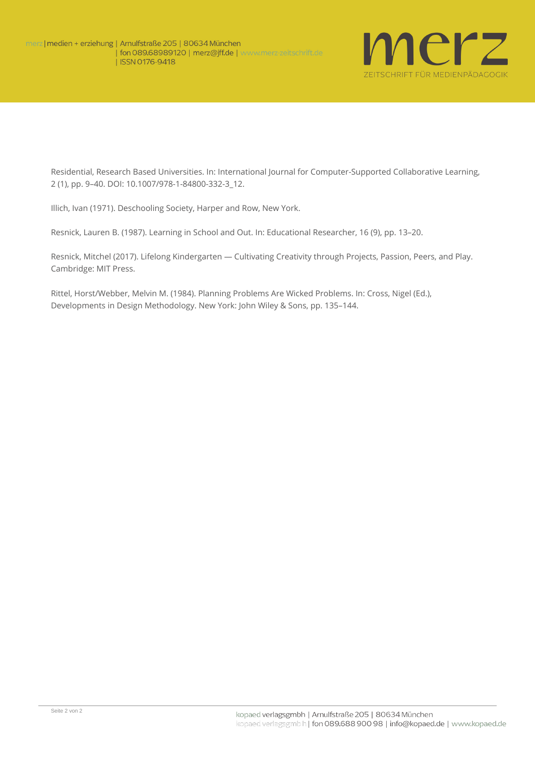Residential, Research Based Universities. In: International Journal for Computer-Supported Collaborative Learning, 2 (1), pp. 9–40. DOI: 10.1007/978-1-84800-332-3_12.

Illich, Ivan (1971). Deschooling Society, Harper and Row, New York.

Resnick, Lauren B. (1987). Learning in School and Out. In: Educational Researcher, 16 (9), pp. 13–20.

Resnick, Mitchel (2017). Lifelong Kindergarten — Cultivating Creativity through Projects, Passion, Peers, and Play. Cambridge: MIT Press.

Rittel, Horst/Webber, Melvin M. (1984). Planning Problems Are Wicked Problems. In: Cross, Nigel (Ed.), Developments in Design Methodology. New York: John Wiley & Sons, pp. 135–144.